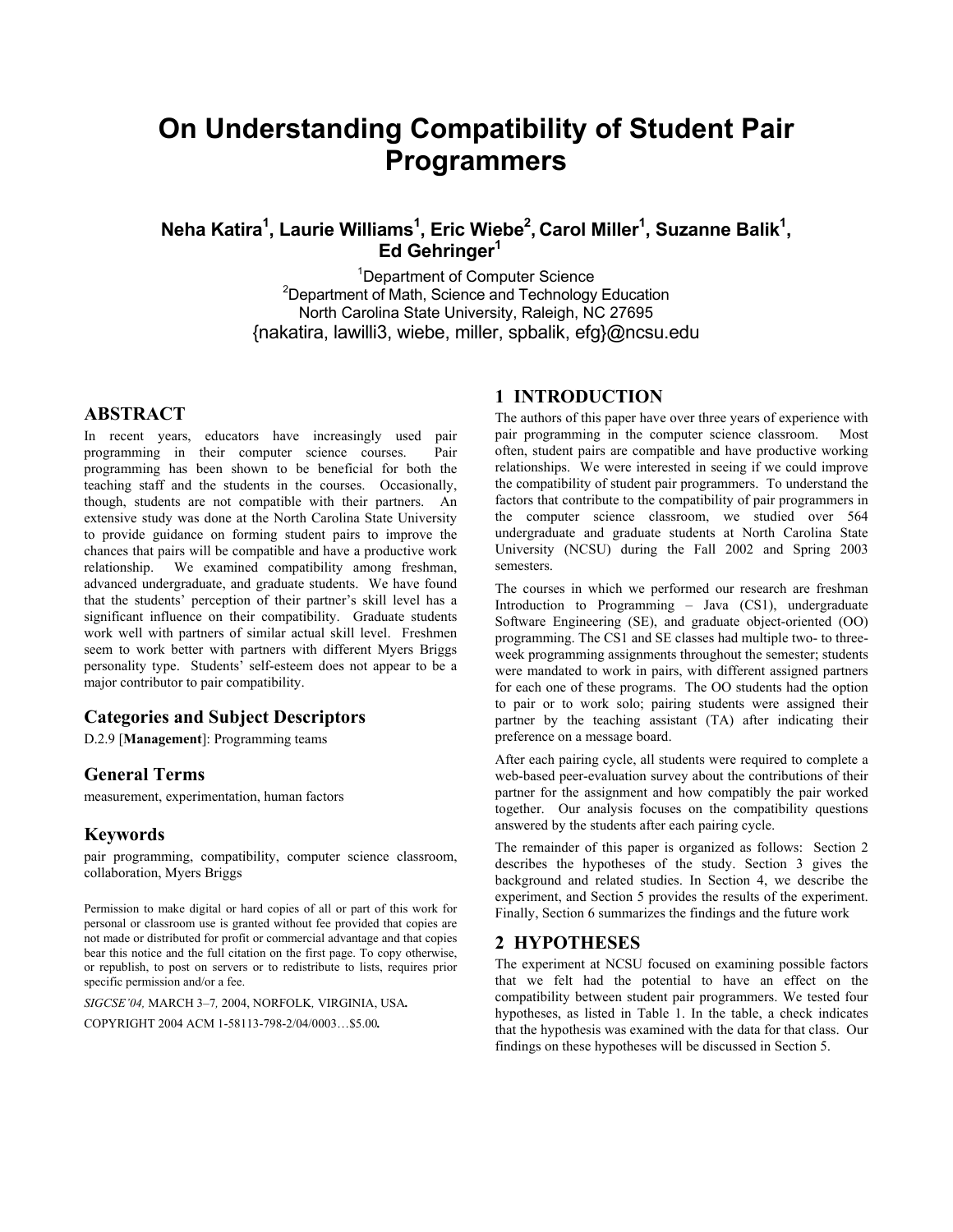# On Understanding Compatibility of Student Pair Programmers

**Neha Katira[1], Laurie Williams[1], Eric Wiebe[2], Carol Miller[1], Suzanne Balik[1], Ed Gehringer[1]**

[1]Department of Computer Science
[2]Department of Math, Science and Technology Education
North Carolina State University, Raleigh, NC 27695
{nakatira, lawilli3, wiebe, miller, spbalik, efg}@ncsu.edu

## ABSTRACT

In recent years, educators have increasingly used pair programming in their computer science courses. Pair programming has been shown to be beneficial for both the teaching staff and the students in the courses. Occasionally, though, students are not compatible with their partners. An extensive study was done at the North Carolina State University to provide guidance on forming student pairs to improve the chances that pairs will be compatible and have a productive work relationship. We examined compatibility among freshman, advanced undergraduate, and graduate students. We have found that the students' perception of their partner's skill level has a significant influence on their compatibility. Graduate students work well with partners of similar actual skill level. Freshmen seem to work better with partners with different Myers Briggs personality type. Students' self-esteem does not appear to be a major contributor to pair compatibility.

### Categories and Subject Descriptors

D.2.9 [**Management**]: Programming teams

### General Terms

measurement, experimentation, human factors

### Keywords

pair programming, compatibility, computer science classroom, collaboration, Myers Briggs

Permission to make digital or hard copies of all or part of this work for personal or classroom use is granted without fee provided that copies are not made or distributed for profit or commercial advantage and that copies bear this notice and the full citation on the first page. To copy otherwise, or republish, to post on servers or to redistribute to lists, requires prior specific permission and/or a fee.

*SIGCSE'04,* MARCH 3–7, 2004, NORFOLK, VIRGINIA, USA**.**

COPYRIGHT 2004 ACM 1-58113-798-2/04/0003…$5.00**.**

## 1 INTRODUCTION

The authors of this paper have over three years of experience with pair programming in the computer science classroom. Most often, student pairs are compatible and have productive working relationships. We were interested in seeing if we could improve the compatibility of student pair programmers. To understand the factors that contribute to the compatibility of pair programmers in the computer science classroom, we studied over 564 undergraduate and graduate students at North Carolina State University (NCSU) during the Fall 2002 and Spring 2003 semesters.

The courses in which we performed our research are freshman Introduction to Programming – Java (CS1), undergraduate Software Engineering (SE), and graduate object-oriented (OO) programming. The CS1 and SE classes had multiple two- to three-week programming assignments throughout the semester; students were mandated to work in pairs, with different assigned partners for each one of these programs. The OO students had the option to pair or to work solo; pairing students were assigned their partner by the teaching assistant (TA) after indicating their preference on a message board.

After each pairing cycle, all students were required to complete a web-based peer-evaluation survey about the contributions of their partner for the assignment and how compatibly the pair worked together. Our analysis focuses on the compatibility questions answered by the students after each pairing cycle.

The remainder of this paper is organized as follows: Section 2 describes the hypotheses of the study. Section 3 gives the background and related studies. In Section 4, we describe the experiment, and Section 5 provides the results of the experiment. Finally, Section 6 summarizes the findings and the future work

## 2 HYPOTHESES

The experiment at NCSU focused on examining possible factors that we felt had the potential to have an effect on the compatibility between student pair programmers. We tested four hypotheses, as listed in Table 1. In the table, a check indicates that the hypothesis was examined with the data for that class. Our findings on these hypotheses will be discussed in Section 5.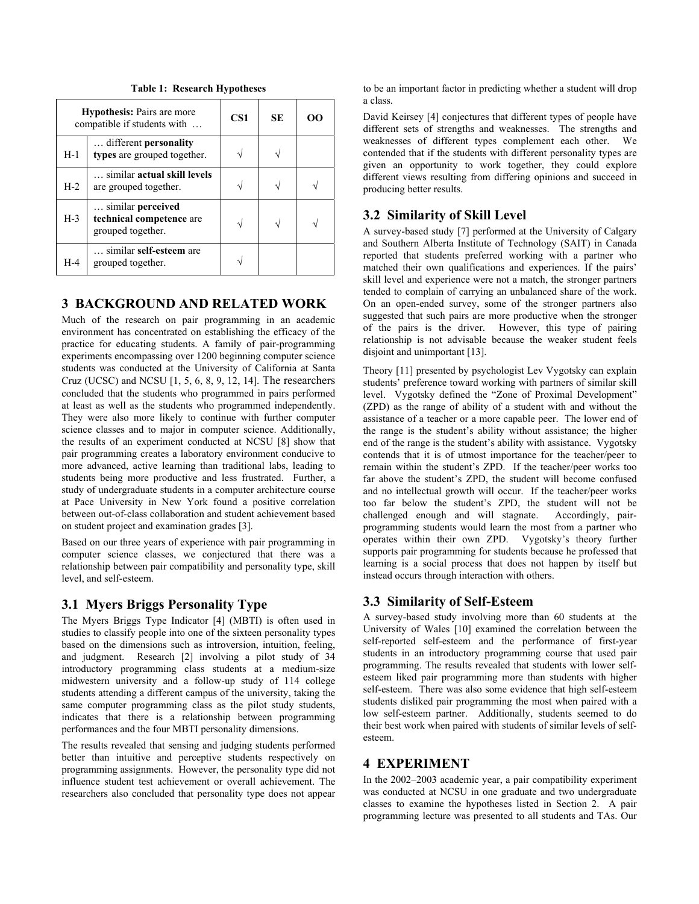**Table 1: Research Hypotheses**

| Hypothesis: Pairs are more compatible if students with … | | CS1 | SE | OO |
|---|---|---|---|---|
| H-1 | … different **personality types** are grouped together. | √ | √ | |
| H-2 | … similar **actual skill levels** are grouped together. | √ | √ | √ |
| H-3 | … similar **perceived technical competence** are grouped together. | √ | √ | √ |
| H-4 | … similar **self-esteem** are grouped together. | √ | | |

## 3 BACKGROUND AND RELATED WORK

Much of the research on pair programming in an academic environment has concentrated on establishing the efficacy of the practice for educating students. A family of pair-programming experiments encompassing over 1200 beginning computer science students was conducted at the University of California at Santa Cruz (UCSC) and NCSU [1, 5, 6, 8, 9, 12, 14]. The researchers concluded that the students who programmed in pairs performed at least as well as the students who programmed independently. They were also more likely to continue with further computer science classes and to major in computer science. Additionally, the results of an experiment conducted at NCSU [8] show that pair programming creates a laboratory environment conducive to more advanced, active learning than traditional labs, leading to students being more productive and less frustrated. Further, a study of undergraduate students in a computer architecture course at Pace University in New York found a positive correlation between out-of-class collaboration and student achievement based on student project and examination grades [3].

Based on our three years of experience with pair programming in computer science classes, we conjectured that there was a relationship between pair compatibility and personality type, skill level, and self-esteem.

### 3.1 Myers Briggs Personality Type

The Myers Briggs Type Indicator [4] (MBTI) is often used in studies to classify people into one of the sixteen personality types based on the dimensions such as introversion, intuition, feeling, and judgment. Research [2] involving a pilot study of 34 introductory programming class students at a medium-size midwestern university and a follow-up study of 114 college students attending a different campus of the university, taking the same computer programming class as the pilot study students, indicates that there is a relationship between programming performances and the four MBTI personality dimensions.

The results revealed that sensing and judging students performed better than intuitive and perceptive students respectively on programming assignments. However, the personality type did not influence student test achievement or overall achievement. The researchers also concluded that personality type does not appear to be an important factor in predicting whether a student will drop a class.

David Keirsey [4] conjectures that different types of people have different sets of strengths and weaknesses. The strengths and weaknesses of different types complement each other. We contended that if the students with different personality types are given an opportunity to work together, they could explore different views resulting from differing opinions and succeed in producing better results.

### 3.2 Similarity of Skill Level

A survey-based study [7] performed at the University of Calgary and Southern Alberta Institute of Technology (SAIT) in Canada reported that students preferred working with a partner who matched their own qualifications and experiences. If the pairs' skill level and experience were not a match, the stronger partners tended to complain of carrying an unbalanced share of the work. On an open-ended survey, some of the stronger partners also suggested that such pairs are more productive when the stronger of the pairs is the driver. However, this type of pairing relationship is not advisable because the weaker student feels disjoint and unimportant [13].

Theory [11] presented by psychologist Lev Vygotsky can explain students' preference toward working with partners of similar skill level. Vygotsky defined the "Zone of Proximal Development" (ZPD) as the range of ability of a student with and without the assistance of a teacher or a more capable peer. The lower end of the range is the student's ability without assistance; the higher end of the range is the student's ability with assistance. Vygotsky contends that it is of utmost importance for the teacher/peer to remain within the student's ZPD. If the teacher/peer works too far above the student's ZPD, the student will become confused and no intellectual growth will occur. If the teacher/peer works too far below the student's ZPD, the student will not be challenged enough and will stagnate. Accordingly, pair-programming students would learn the most from a partner who operates within their own ZPD. Vygotsky's theory further supports pair programming for students because he professed that learning is a social process that does not happen by itself but instead occurs through interaction with others.

### 3.3 Similarity of Self-Esteem

A survey-based study involving more than 60 students at the University of Wales [10] examined the correlation between the self-reported self-esteem and the performance of first-year students in an introductory programming course that used pair programming. The results revealed that students with lower self-esteem liked pair programming more than students with higher self-esteem. There was also some evidence that high self-esteem students disliked pair programming the most when paired with a low self-esteem partner. Additionally, students seemed to do their best work when paired with students of similar levels of self-esteem.

## 4 EXPERIMENT

In the 2002–2003 academic year, a pair compatibility experiment was conducted at NCSU in one graduate and two undergraduate classes to examine the hypotheses listed in Section 2. A pair programming lecture was presented to all students and TAs. Our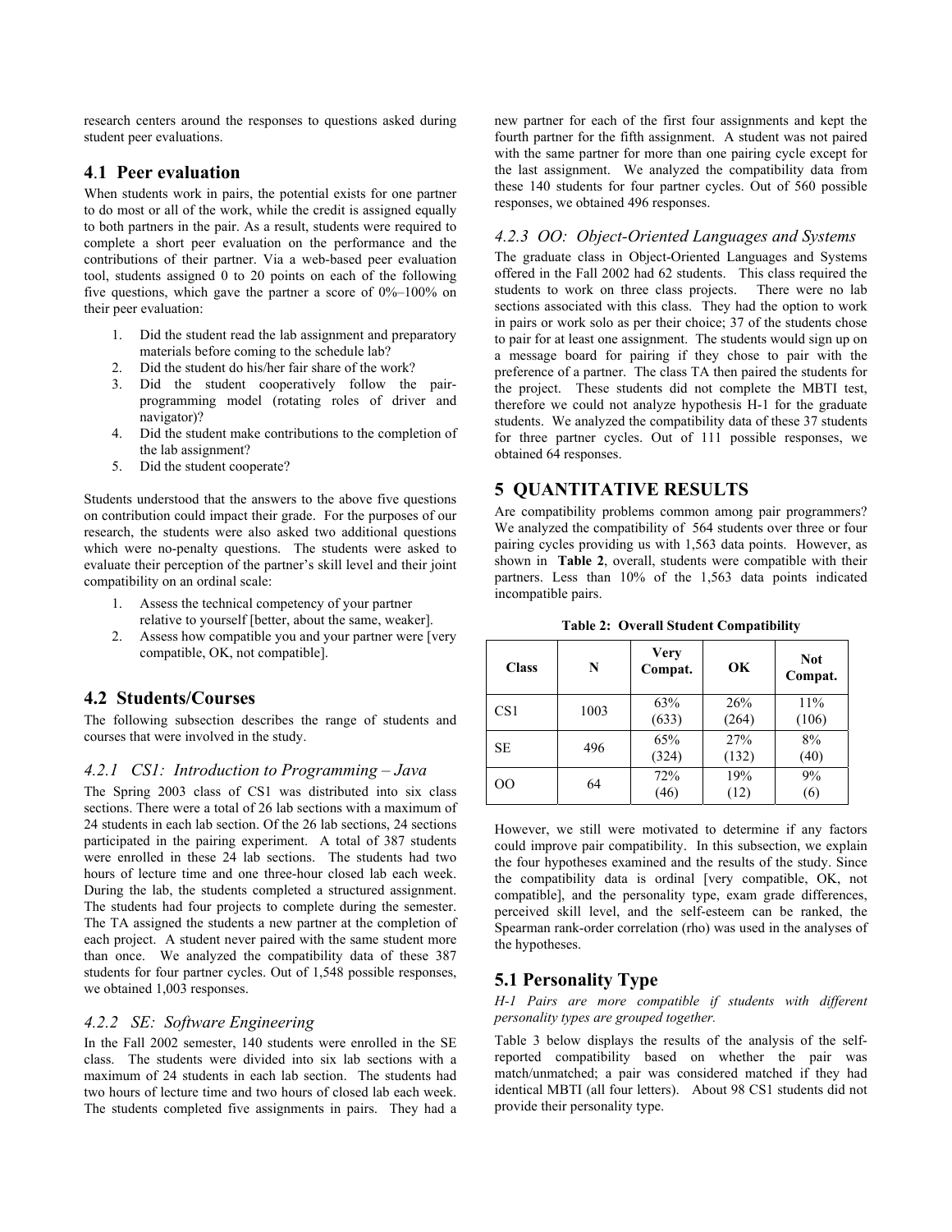research centers around the responses to questions asked during student peer evaluations.

## 4.1 Peer evaluation

When students work in pairs, the potential exists for one partner to do most or all of the work, while the credit is assigned equally to both partners in the pair. As a result, students were required to complete a short peer evaluation on the performance and the contributions of their partner. Via a web-based peer evaluation tool, students assigned 0 to 20 points on each of the following five questions, which gave the partner a score of 0%–100% on their peer evaluation:

1. Did the student read the lab assignment and preparatory materials before coming to the schedule lab?
2. Did the student do his/her fair share of the work?
3. Did the student cooperatively follow the pair-programming model (rotating roles of driver and navigator)?
4. Did the student make contributions to the completion of the lab assignment?
5. Did the student cooperate?

Students understood that the answers to the above five questions on contribution could impact their grade. For the purposes of our research, the students were also asked two additional questions which were no-penalty questions. The students were asked to evaluate their perception of the partner's skill level and their joint compatibility on an ordinal scale:

1. Assess the technical competency of your partner relative to yourself [better, about the same, weaker].
2. Assess how compatible you and your partner were [very compatible, OK, not compatible].

## 4.2 Students/Courses

The following subsection describes the range of students and courses that were involved in the study.

### *4.2.1 CS1: Introduction to Programming – Java*

The Spring 2003 class of CS1 was distributed into six class sections. There were a total of 26 lab sections with a maximum of 24 students in each lab section. Of the 26 lab sections, 24 sections participated in the pairing experiment. A total of 387 students were enrolled in these 24 lab sections. The students had two hours of lecture time and one three-hour closed lab each week. During the lab, the students completed a structured assignment. The students had four projects to complete during the semester. The TA assigned the students a new partner at the completion of each project. A student never paired with the same student more than once. We analyzed the compatibility data of these 387 students for four partner cycles. Out of 1,548 possible responses, we obtained 1,003 responses.

### *4.2.2 SE: Software Engineering*

In the Fall 2002 semester, 140 students were enrolled in the SE class. The students were divided into six lab sections with a maximum of 24 students in each lab section. The students had two hours of lecture time and two hours of closed lab each week. The students completed five assignments in pairs. They had a new partner for each of the first four assignments and kept the fourth partner for the fifth assignment. A student was not paired with the same partner for more than one pairing cycle except for the last assignment. We analyzed the compatibility data from these 140 students for four partner cycles. Out of 560 possible responses, we obtained 496 responses.

### *4.2.3 OO: Object-Oriented Languages and Systems*

The graduate class in Object-Oriented Languages and Systems offered in the Fall 2002 had 62 students. This class required the students to work on three class projects. There were no lab sections associated with this class. They had the option to work in pairs or work solo as per their choice; 37 of the students chose to pair for at least one assignment. The students would sign up on a message board for pairing if they chose to pair with the preference of a partner. The class TA then paired the students for the project. These students did not complete the MBTI test, therefore we could not analyze hypothesis H-1 for the graduate students. We analyzed the compatibility data of these 37 students for three partner cycles. Out of 111 possible responses, we obtained 64 responses.

# 5 QUANTITATIVE RESULTS

Are compatibility problems common among pair programmers? We analyzed the compatibility of 564 students over three or four pairing cycles providing us with 1,563 data points. However, as shown in **Table 2**, overall, students were compatible with their partners. Less than 10% of the 1,563 data points indicated incompatible pairs.

**Table 2: Overall Student Compatibility**

| Class | N | Very Compat. | OK | Not Compat. |
|---|---|---|---|---|
| CS1 | 1003 | 63% (633) | 26% (264) | 11% (106) |
| SE | 496 | 65% (324) | 27% (132) | 8% (40) |
| OO | 64 | 72% (46) | 19% (12) | 9% (6) |

However, we still were motivated to determine if any factors could improve pair compatibility. In this subsection, we explain the four hypotheses examined and the results of the study. Since the compatibility data is ordinal [very compatible, OK, not compatible], and the personality type, exam grade differences, perceived skill level, and the self-esteem can be ranked, the Spearman rank-order correlation (rho) was used in the analyses of the hypotheses.

## 5.1 Personality Type

*H-1 Pairs are more compatible if students with different personality types are grouped together.*

Table 3 below displays the results of the analysis of the self-reported compatibility based on whether the pair was match/unmatched; a pair was considered matched if they had identical MBTI (all four letters). About 98 CS1 students did not provide their personality type.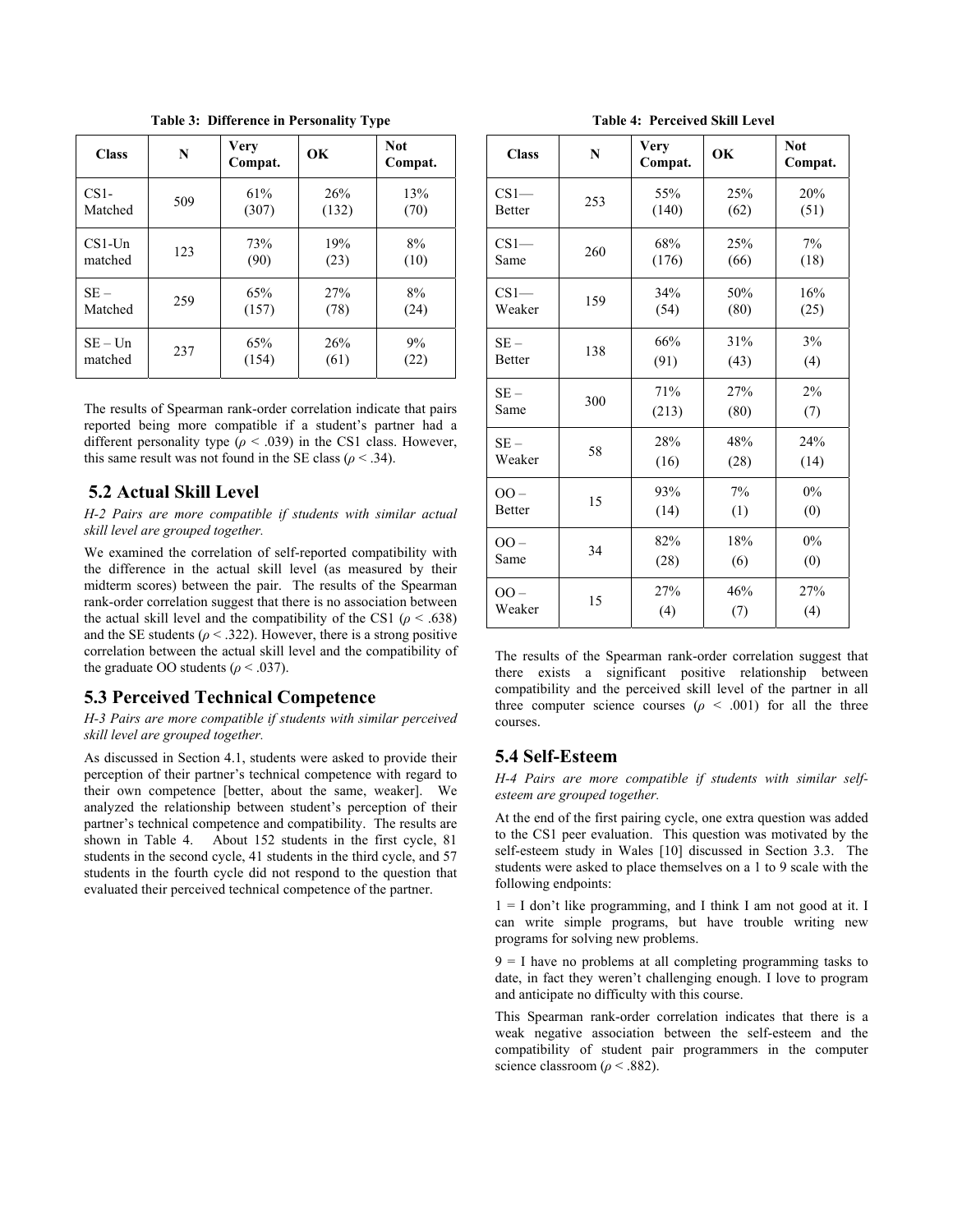**Table 3: Difference in Personality Type**

| Class | N | Very Compat. | OK | Not Compat. |
|---|---|---|---|---|
| CS1-Matched | 509 | 61% (307) | 26% (132) | 13% (70) |
| CS1-Un matched | 123 | 73% (90) | 19% (23) | 8% (10) |
| SE – Matched | 259 | 65% (157) | 27% (78) | 8% (24) |
| SE – Un matched | 237 | 65% (154) | 26% (61) | 9% (22) |

The results of Spearman rank-order correlation indicate that pairs reported being more compatible if a student's partner had a different personality type ($\rho < .039$) in the CS1 class. However, this same result was not found in the SE class ($\rho < .34$).

## 5.2 Actual Skill Level

*H-2 Pairs are more compatible if students with similar actual skill level are grouped together.*

We examined the correlation of self-reported compatibility with the difference in the actual skill level (as measured by their midterm scores) between the pair. The results of the Spearman rank-order correlation suggest that there is no association between the actual skill level and the compatibility of the CS1 ($\rho < .638$) and the SE students ($\rho < .322$). However, there is a strong positive correlation between the actual skill level and the compatibility of the graduate OO students ($\rho < .037$).

## 5.3 Perceived Technical Competence

*H-3 Pairs are more compatible if students with similar perceived skill level are grouped together.*

As discussed in Section 4.1, students were asked to provide their perception of their partner's technical competence with regard to their own competence [better, about the same, weaker]. We analyzed the relationship between student's perception of their partner's technical competence and compatibility. The results are shown in Table 4. About 152 students in the first cycle, 81 students in the second cycle, 41 students in the third cycle, and 57 students in the fourth cycle did not respond to the question that evaluated their perceived technical competence of the partner.

**Table 4: Perceived Skill Level**

| Class | N | Very Compat. | OK | Not Compat. |
|---|---|---|---|---|
| CS1—Better | 253 | 55% (140) | 25% (62) | 20% (51) |
| CS1—Same | 260 | 68% (176) | 25% (66) | 7% (18) |
| CS1—Weaker | 159 | 34% (54) | 50% (80) | 16% (25) |
| SE – Better | 138 | 66% (91) | 31% (43) | 3% (4) |
| SE – Same | 300 | 71% (213) | 27% (80) | 2% (7) |
| SE – Weaker | 58 | 28% (16) | 48% (28) | 24% (14) |
| OO – Better | 15 | 93% (14) | 7% (1) | 0% (0) |
| OO – Same | 34 | 82% (28) | 18% (6) | 0% (0) |
| OO – Weaker | 15 | 27% (4) | 46% (7) | 27% (4) |

The results of the Spearman rank-order correlation suggest that there exists a significant positive relationship between compatibility and the perceived skill level of the partner in all three computer science courses ($\rho < .001$) for all the three courses.

## 5.4 Self-Esteem

*H-4 Pairs are more compatible if students with similar self-esteem are grouped together.*

At the end of the first pairing cycle, one extra question was added to the CS1 peer evaluation. This question was motivated by the self-esteem study in Wales [10] discussed in Section 3.3. The students were asked to place themselves on a 1 to 9 scale with the following endpoints:

1 = I don't like programming, and I think I am not good at it. I can write simple programs, but have trouble writing new programs for solving new problems.

9 = I have no problems at all completing programming tasks to date, in fact they weren't challenging enough. I love to program and anticipate no difficulty with this course.

This Spearman rank-order correlation indicates that there is a weak negative association between the self-esteem and the compatibility of student pair programmers in the computer science classroom ($\rho < .882$).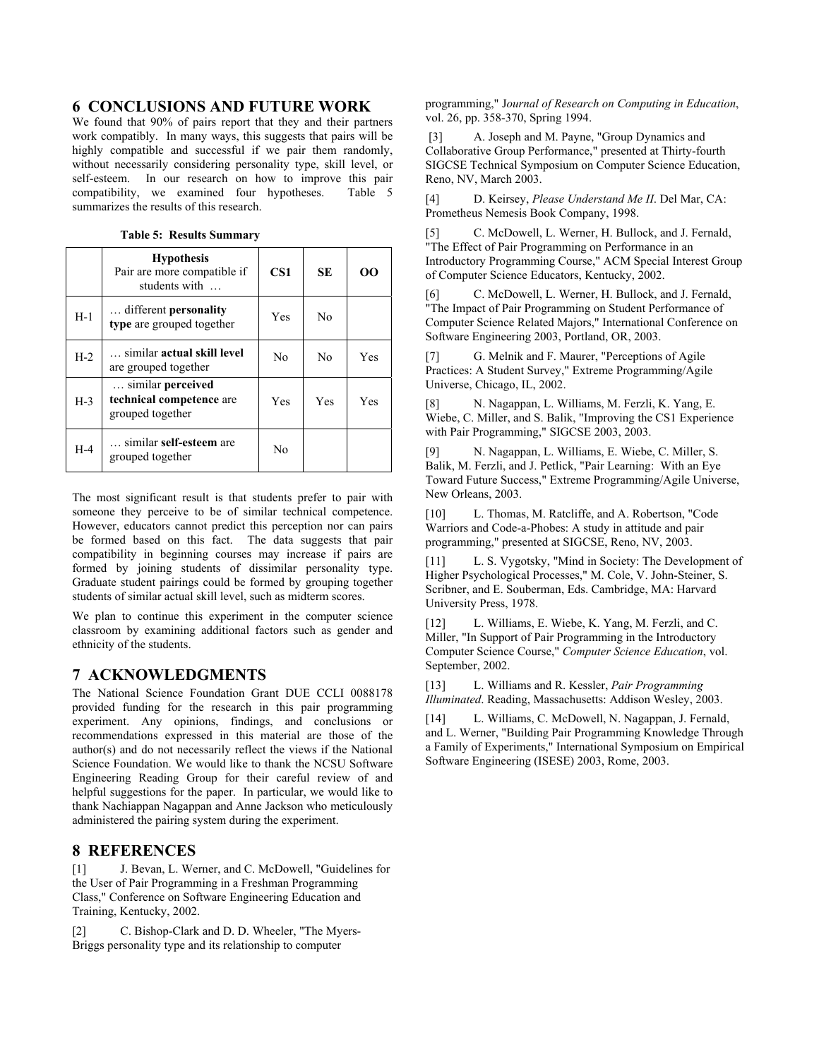## 6 CONCLUSIONS AND FUTURE WORK

We found that 90% of pairs report that they and their partners work compatibly. In many ways, this suggests that pairs will be highly compatible and successful if we pair them randomly, without necessarily considering personality type, skill level, or self-esteem. In our research on how to improve this pair compatibility, we examined four hypotheses. Table 5 summarizes the results of this research.

**Table 5: Results Summary**

| | **Hypothesis** Pair are more compatible if students with … | **CS1** | **SE** | **OO** |
|---|---|---|---|---|
| H-1 | … different **personality type** are grouped together | Yes | No | |
| H-2 | … similar **actual skill level** are grouped together | No | No | Yes |
| H-3 | … similar **perceived technical competence** are grouped together | Yes | Yes | Yes |
| H-4 | … similar **self-esteem** are grouped together | No | | |

The most significant result is that students prefer to pair with someone they perceive to be of similar technical competence. However, educators cannot predict this perception nor can pairs be formed based on this fact. The data suggests that pair compatibility in beginning courses may increase if pairs are formed by joining students of dissimilar personality type. Graduate student pairings could be formed by grouping together students of similar actual skill level, such as midterm scores.

We plan to continue this experiment in the computer science classroom by examining additional factors such as gender and ethnicity of the students.

## 7 ACKNOWLEDGMENTS

The National Science Foundation Grant DUE CCLI 0088178 provided funding for the research in this pair programming experiment. Any opinions, findings, and conclusions or recommendations expressed in this material are those of the author(s) and do not necessarily reflect the views if the National Science Foundation. We would like to thank the NCSU Software Engineering Reading Group for their careful review of and helpful suggestions for the paper. In particular, we would like to thank Nachiappan Nagappan and Anne Jackson who meticulously administered the pairing system during the experiment.

## 8 REFERENCES

[1] J. Bevan, L. Werner, and C. McDowell, "Guidelines for the User of Pair Programming in a Freshman Programming Class," Conference on Software Engineering Education and Training, Kentucky, 2002.

[2] C. Bishop-Clark and D. D. Wheeler, "The Myers-Briggs personality type and its relationship to computer programming," *Journal of Research on Computing in Education*, vol. 26, pp. 358-370, Spring 1994.

[3] A. Joseph and M. Payne, "Group Dynamics and Collaborative Group Performance," presented at Thirty-fourth SIGCSE Technical Symposium on Computer Science Education, Reno, NV, March 2003.

[4] D. Keirsey, *Please Understand Me II*. Del Mar, CA: Prometheus Nemesis Book Company, 1998.

[5] C. McDowell, L. Werner, H. Bullock, and J. Fernald, "The Effect of Pair Programming on Performance in an Introductory Programming Course," ACM Special Interest Group of Computer Science Educators, Kentucky, 2002.

[6] C. McDowell, L. Werner, H. Bullock, and J. Fernald, "The Impact of Pair Programming on Student Performance of Computer Science Related Majors," International Conference on Software Engineering 2003, Portland, OR, 2003.

[7] G. Melnik and F. Maurer, "Perceptions of Agile Practices: A Student Survey," Extreme Programming/Agile Universe, Chicago, IL, 2002.

[8] N. Nagappan, L. Williams, M. Ferzli, K. Yang, E. Wiebe, C. Miller, and S. Balik, "Improving the CS1 Experience with Pair Programming," SIGCSE 2003, 2003.

[9] N. Nagappan, L. Williams, E. Wiebe, C. Miller, S. Balik, M. Ferzli, and J. Petlick, "Pair Learning: With an Eye Toward Future Success," Extreme Programming/Agile Universe, New Orleans, 2003.

[10] L. Thomas, M. Ratcliffe, and A. Robertson, "Code Warriors and Code-a-Phobes: A study in attitude and pair programming," presented at SIGCSE, Reno, NV, 2003.

[11] L. S. Vygotsky, "Mind in Society: The Development of Higher Psychological Processes," M. Cole, V. John-Steiner, S. Scribner, and E. Souberman, Eds. Cambridge, MA: Harvard University Press, 1978.

[12] L. Williams, E. Wiebe, K. Yang, M. Ferzli, and C. Miller, "In Support of Pair Programming in the Introductory Computer Science Course," *Computer Science Education*, vol. September, 2002.

[13] L. Williams and R. Kessler, *Pair Programming Illuminated*. Reading, Massachusetts: Addison Wesley, 2003.

[14] L. Williams, C. McDowell, N. Nagappan, J. Fernald, and L. Werner, "Building Pair Programming Knowledge Through a Family of Experiments," International Symposium on Empirical Software Engineering (ISESE) 2003, Rome, 2003.